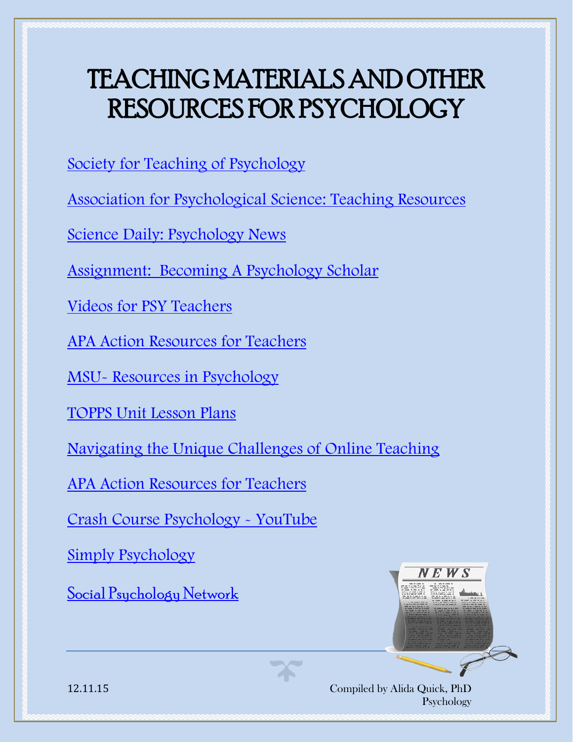# TEACHING MATERIALS AND OTHER RESOURCES FOR PSYCHOLOGY

Society for Teaching of Psychology

Association for Psychological Science: Teaching Resources

Science Daily: Psychology News

Assignment: Becoming A Psychology Scholar

Videos for PSY Teachers

APA Action Resources for Teachers

MSU~ Resources in Psychology

TOPPS Unit Lesson Plans

Navigating the Unique Challenges of Online Teaching

APA Action Resources for Teachers

Crash Course Psychology ~ YouTube

Simply Psychology

Social Psychology Network

12.11.15

Compiled by Alida Quick, PhD
Psychology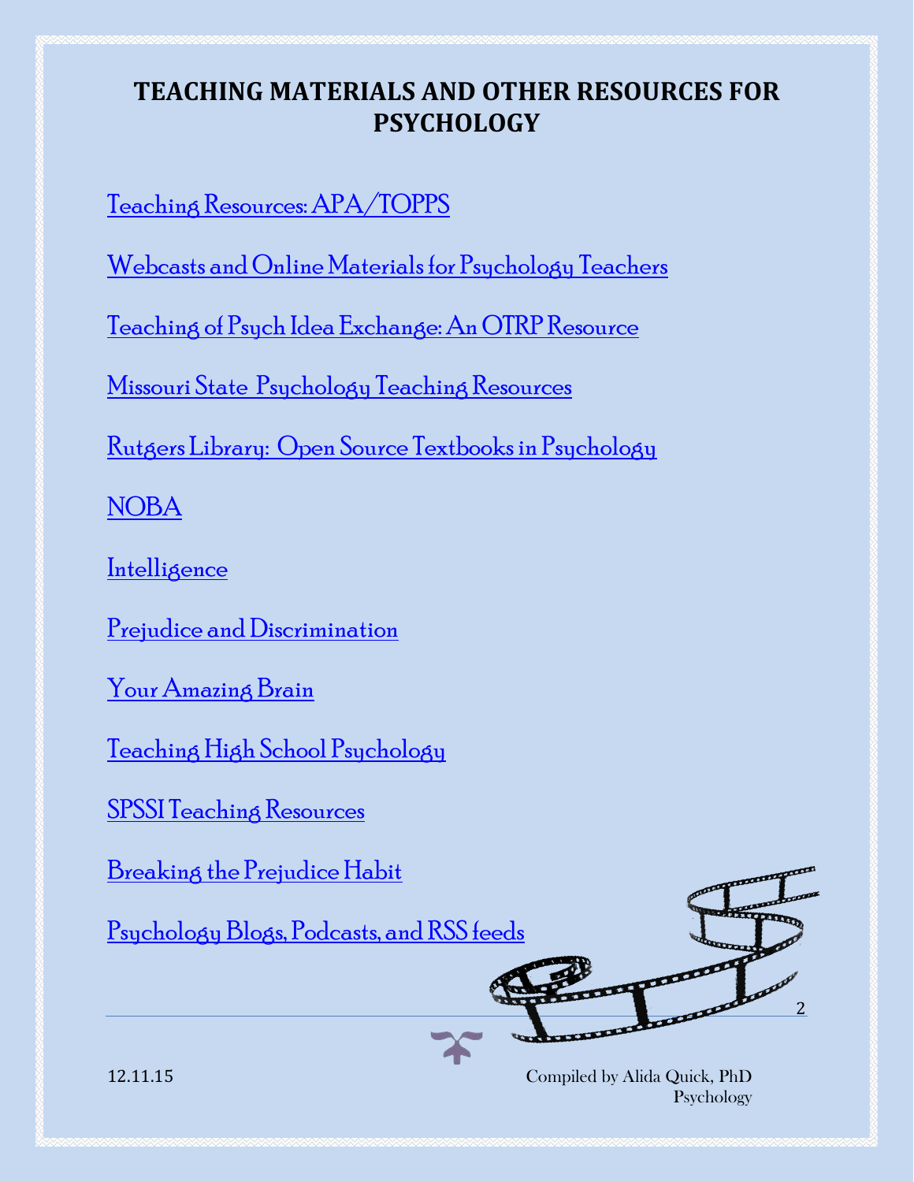# TEACHING MATERIALS AND OTHER RESOURCES FOR PSYCHOLOGY

Teaching Resources: APA/TOPPS

Webcasts and Online Materials for Psychology Teachers

Teaching of Psych Idea Exchange: An OTRP Resource

Missouri State Psychology Teaching Resources

Rutgers Library: Open Source Textbooks in Psychology

NOBA

Intelligence

Prejudice and Discrimination

Your Amazing Brain

Teaching High School Psychology

SPSSI Teaching Resources

Breaking the Prejudice Habit

Psychology Blogs, Podcasts, and RSS feeds

12.11.15

Compiled by Alida Quick, PhD
Psychology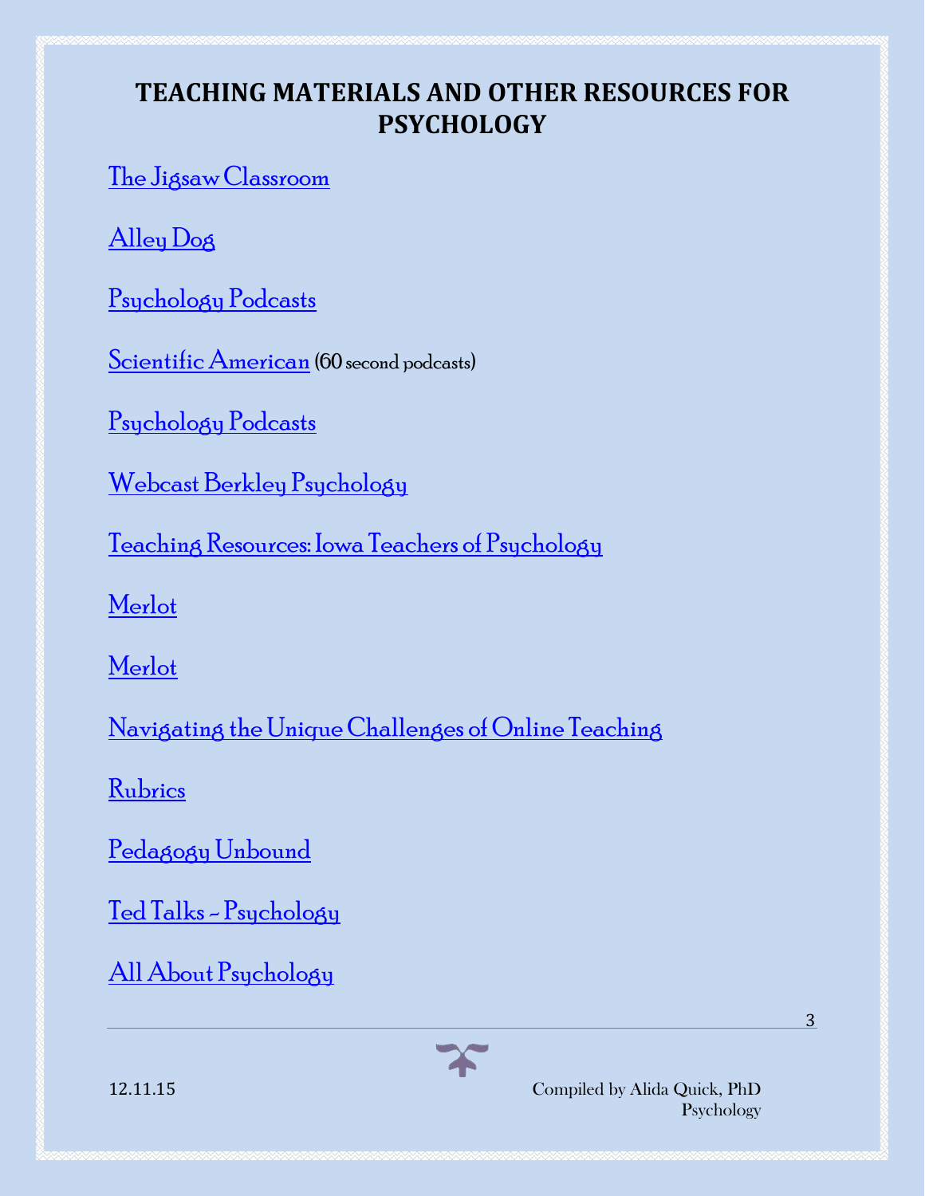# TEACHING MATERIALS AND OTHER RESOURCES FOR PSYCHOLOGY

The Jigsaw Classroom

Alley Dog

Psychology Podcasts

Scientific American (60 second podcasts)

Psychology Podcasts

Webcast Berkley Psychology

Teaching Resources: Iowa Teachers of Psychology

Merlot

Merlot

Navigating the Unique Challenges of Online Teaching

Rubrics

Pedagogy Unbound

Ted Talks – Psychology

All About Psychology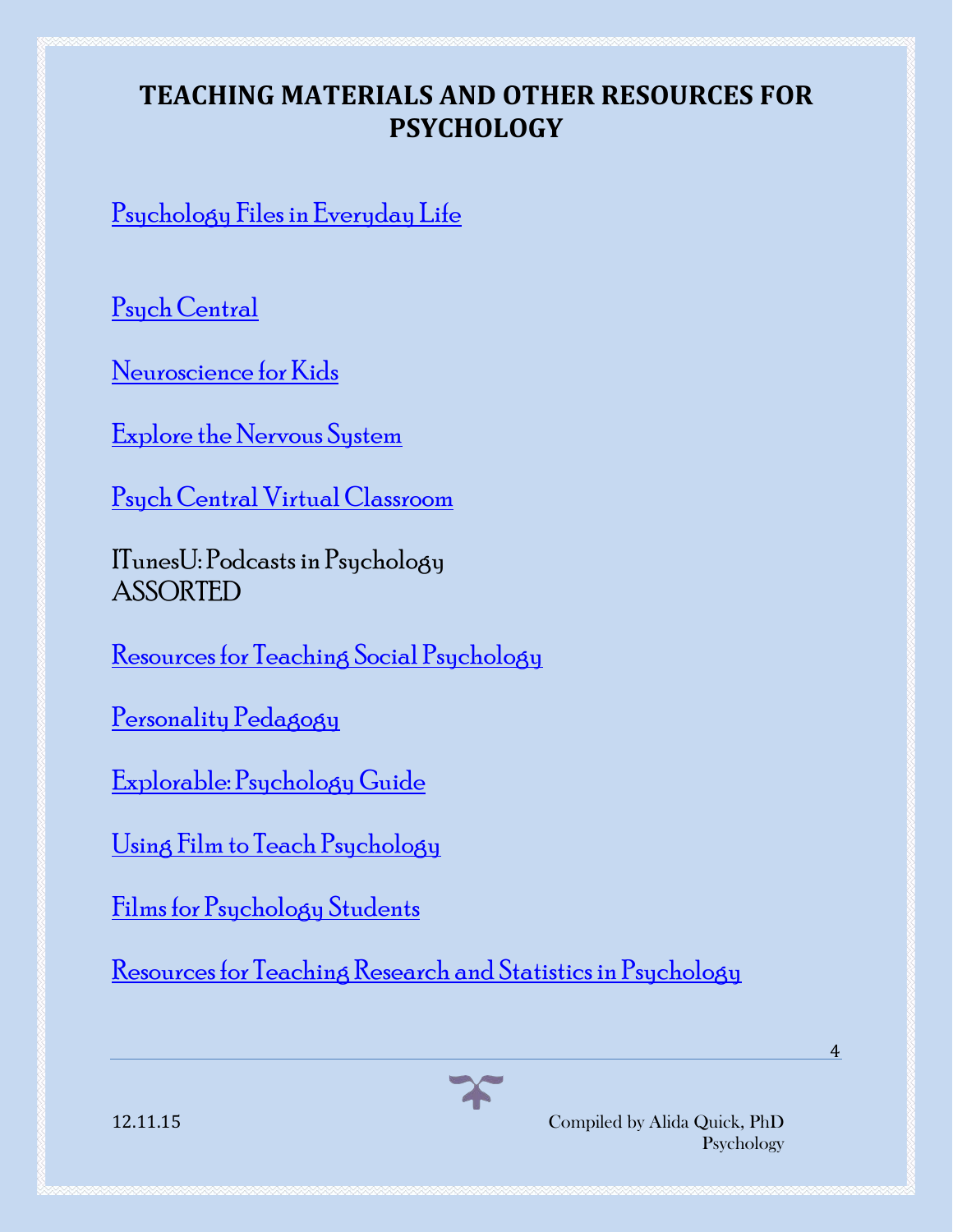# TEACHING MATERIALS AND OTHER RESOURCES FOR PSYCHOLOGY

Psychology Files in Everyday Life

Psych Central

Neuroscience for Kids

Explore the Nervous System

Psych Central Virtual Classroom

ITunesU: Podcasts in Psychology
ASSORTED

Resources for Teaching Social Psychology

Personality Pedagogy

Explorable: Psychology Guide

Using Film to Teach Psychology

Films for Psychology Students

Resources for Teaching Research and Statistics in Psychology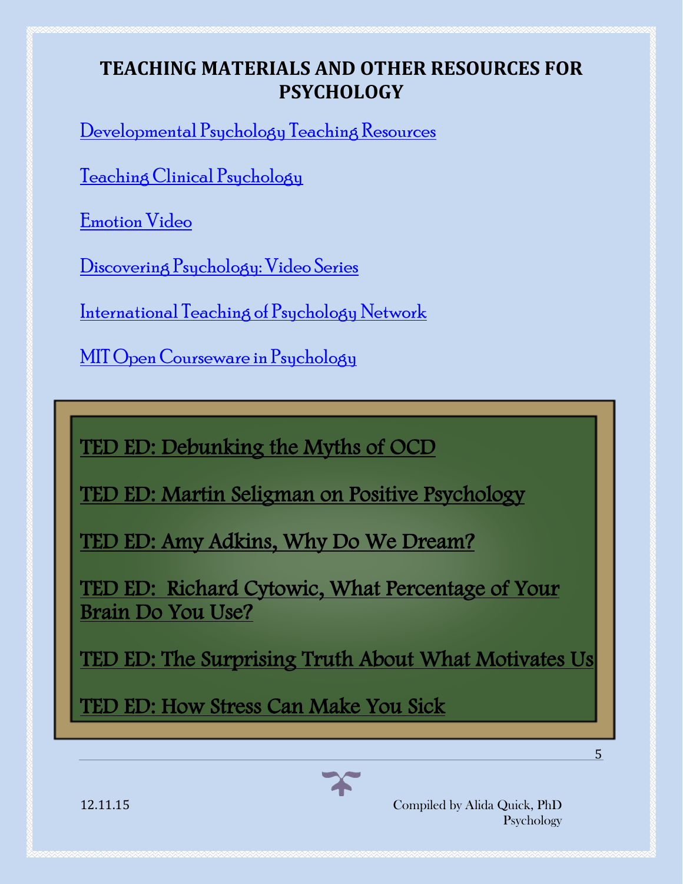# TEACHING MATERIALS AND OTHER RESOURCES FOR PSYCHOLOGY

Developmental Psychology Teaching Resources

Teaching Clinical Psychology

Emotion Video

Discovering Psychology: Video Series

International Teaching of Psychology Network

MIT Open Courseware in Psychology

TED ED: Debunking the Myths of OCD

TED ED: Martin Seligman on Positive Psychology

TED ED: Amy Adkins, Why Do We Dream?

TED ED: Richard Cytowic, What Percentage of Your Brain Do You Use?

TED ED: The Surprising Truth About What Motivates Us

TED ED: How Stress Can Make You Sick

12.11.15

Compiled by Alida Quick, PhD
Psychology